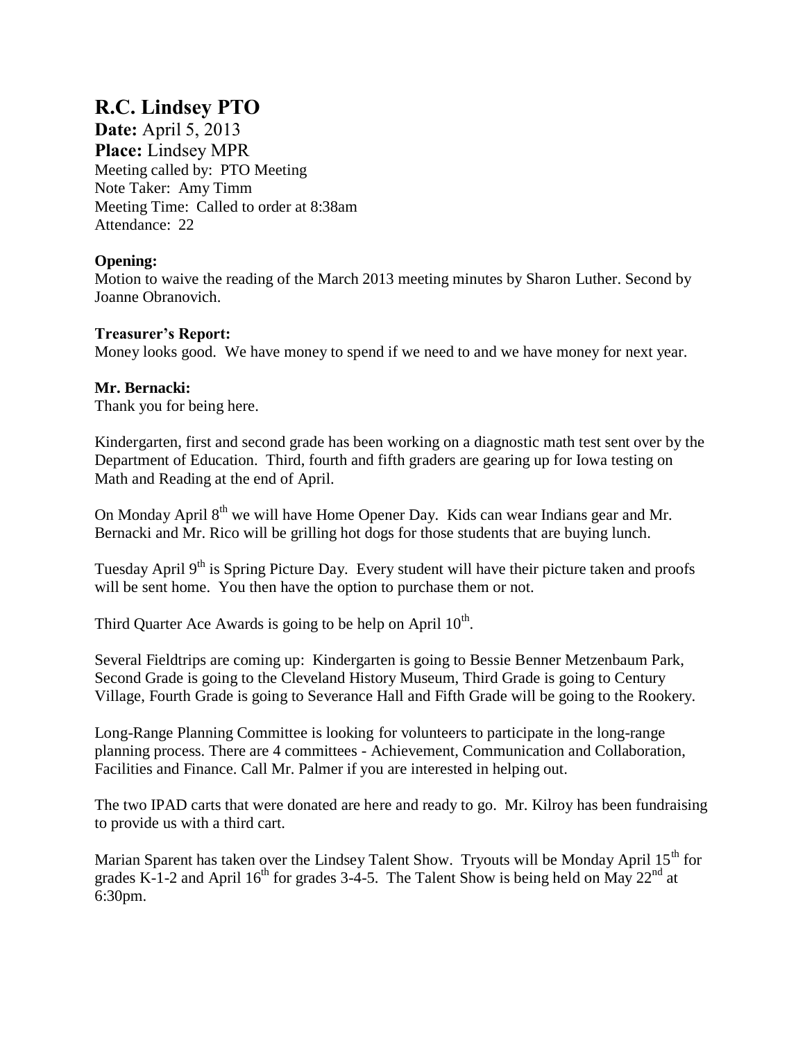# R.C. Lindsey PTO

**Date:** April 5, 2013
**Place:** Lindsey MPR
Meeting called by: PTO Meeting
Note Taker: Amy Timm
Meeting Time: Called to order at 8:38am
Attendance: 22

**Opening:**
Motion to waive the reading of the March 2013 meeting minutes by Sharon Luther. Second by Joanne Obranovich.

**Treasurer's Report:**
Money looks good. We have money to spend if we need to and we have money for next year.

**Mr. Bernacki:**
Thank you for being here.

Kindergarten, first and second grade has been working on a diagnostic math test sent over by the Department of Education. Third, fourth and fifth graders are gearing up for Iowa testing on Math and Reading at the end of April.

On Monday April 8th we will have Home Opener Day. Kids can wear Indians gear and Mr. Bernacki and Mr. Rico will be grilling hot dogs for those students that are buying lunch.

Tuesday April 9th is Spring Picture Day. Every student will have their picture taken and proofs will be sent home. You then have the option to purchase them or not.

Third Quarter Ace Awards is going to be help on April 10th.

Several Fieldtrips are coming up: Kindergarten is going to Bessie Benner Metzenbaum Park, Second Grade is going to the Cleveland History Museum, Third Grade is going to Century Village, Fourth Grade is going to Severance Hall and Fifth Grade will be going to the Rookery.

Long-Range Planning Committee is looking for volunteers to participate in the long-range planning process. There are 4 committees - Achievement, Communication and Collaboration, Facilities and Finance. Call Mr. Palmer if you are interested in helping out.

The two IPAD carts that were donated are here and ready to go. Mr. Kilroy has been fundraising to provide us with a third cart.

Marian Sparent has taken over the Lindsey Talent Show. Tryouts will be Monday April 15th for grades K-1-2 and April 16th for grades 3-4-5. The Talent Show is being held on May 22nd at 6:30pm.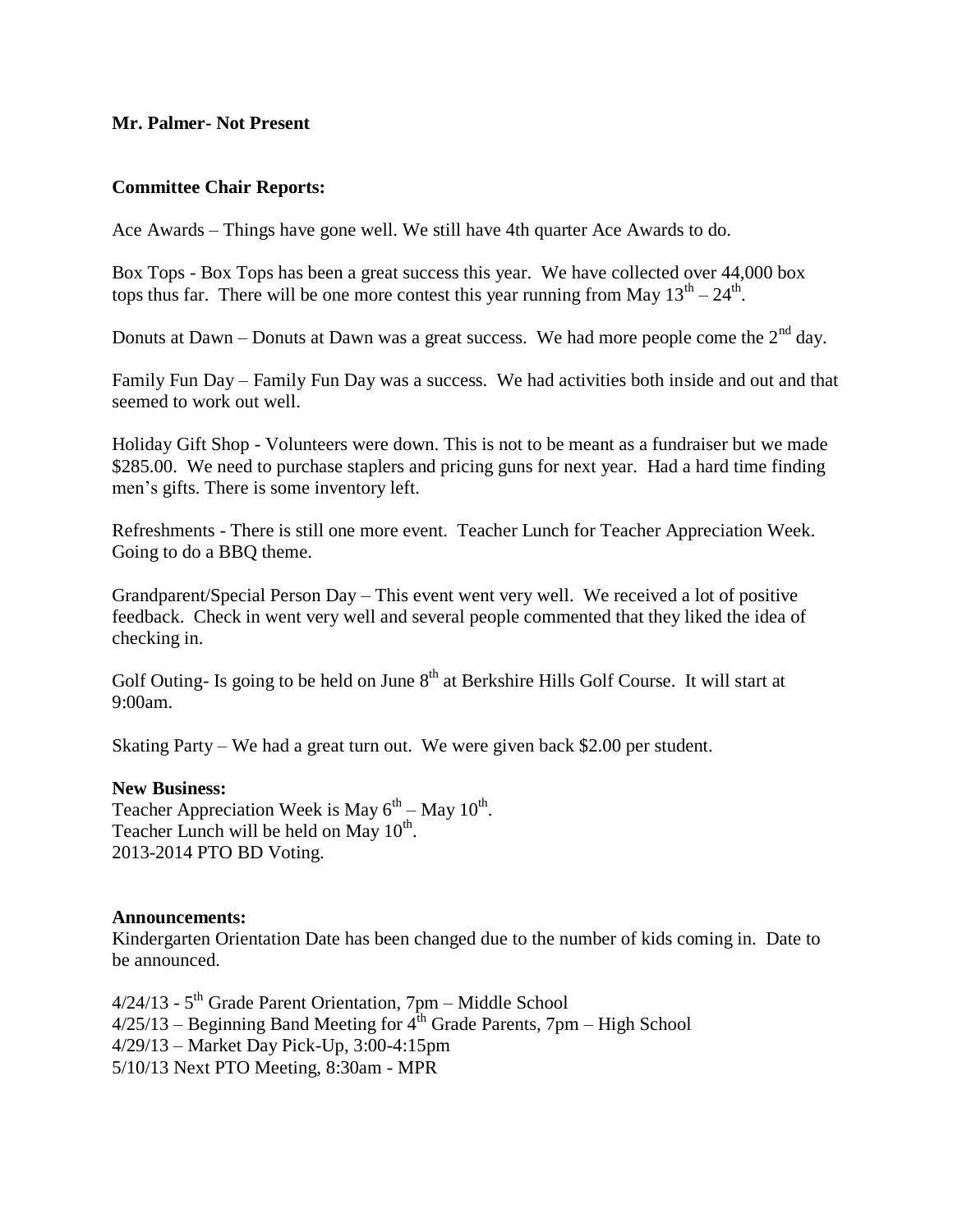**Mr. Palmer- Not Present**

**Committee Chair Reports:**

Ace Awards – Things have gone well. We still have 4th quarter Ace Awards to do.

Box Tops - Box Tops has been a great success this year. We have collected over 44,000 box tops thus far. There will be one more contest this year running from May 13th – 24th.

Donuts at Dawn – Donuts at Dawn was a great success. We had more people come the 2nd day.

Family Fun Day – Family Fun Day was a success. We had activities both inside and out and that seemed to work out well.

Holiday Gift Shop - Volunteers were down. This is not to be meant as a fundraiser but we made $285.00. We need to purchase staplers and pricing guns for next year. Had a hard time finding men's gifts. There is some inventory left.

Refreshments - There is still one more event. Teacher Lunch for Teacher Appreciation Week. Going to do a BBQ theme.

Grandparent/Special Person Day – This event went very well. We received a lot of positive feedback. Check in went very well and several people commented that they liked the idea of checking in.

Golf Outing- Is going to be held on June 8th at Berkshire Hills Golf Course. It will start at 9:00am.

Skating Party – We had a great turn out. We were given back $2.00 per student.

**New Business:**

Teacher Appreciation Week is May 6th – May 10th.
Teacher Lunch will be held on May 10th.
2013-2014 PTO BD Voting.

**Announcements:**

Kindergarten Orientation Date has been changed due to the number of kids coming in. Date to be announced.

4/24/13 - 5th Grade Parent Orientation, 7pm – Middle School
4/25/13 – Beginning Band Meeting for 4th Grade Parents, 7pm – High School
4/29/13 – Market Day Pick-Up, 3:00-4:15pm
5/10/13 Next PTO Meeting, 8:30am - MPR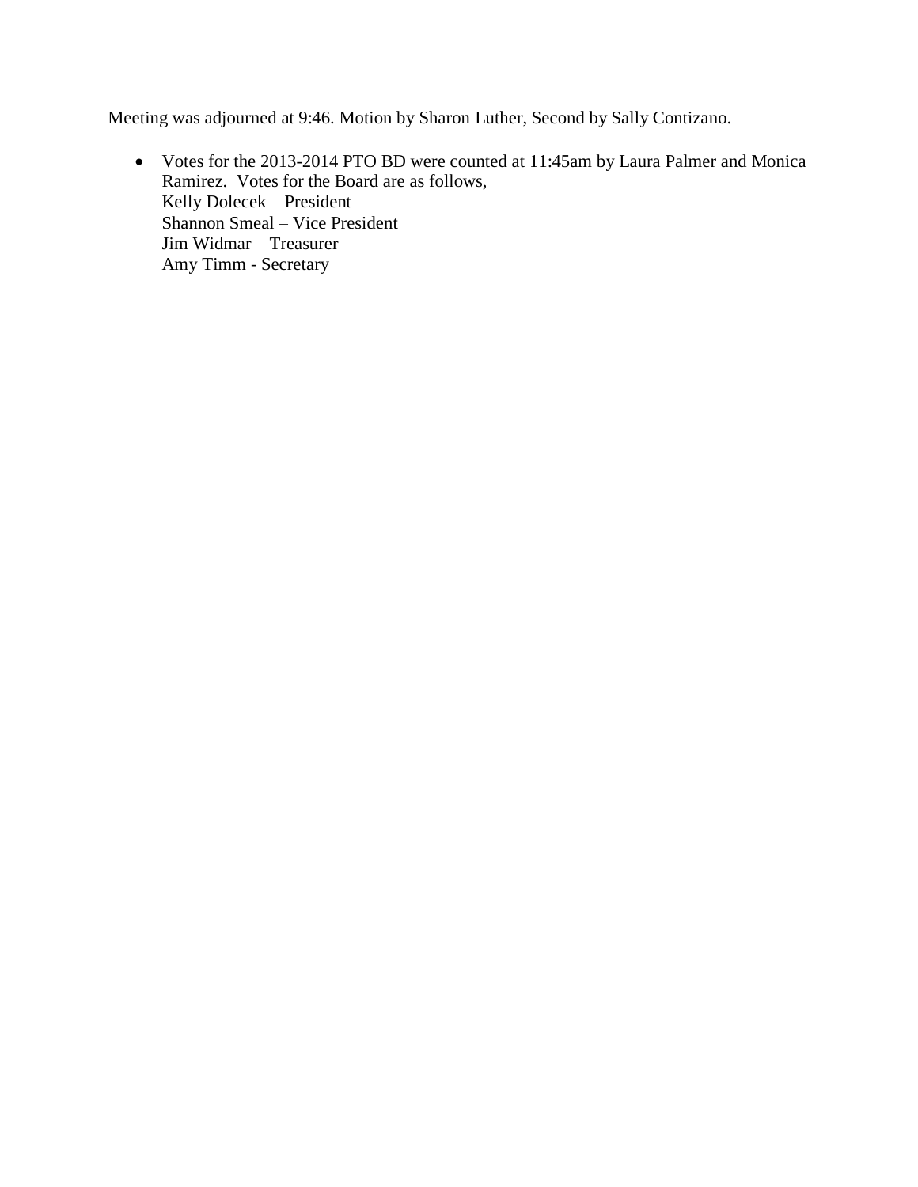Meeting was adjourned at 9:46. Motion by Sharon Luther, Second by Sally Contizano.

- Votes for the 2013-2014 PTO BD were counted at 11:45am by Laura Palmer and Monica Ramirez. Votes for the Board are as follows,
  Kelly Dolecek – President
  Shannon Smeal – Vice President
  Jim Widmar – Treasurer
  Amy Timm - Secretary